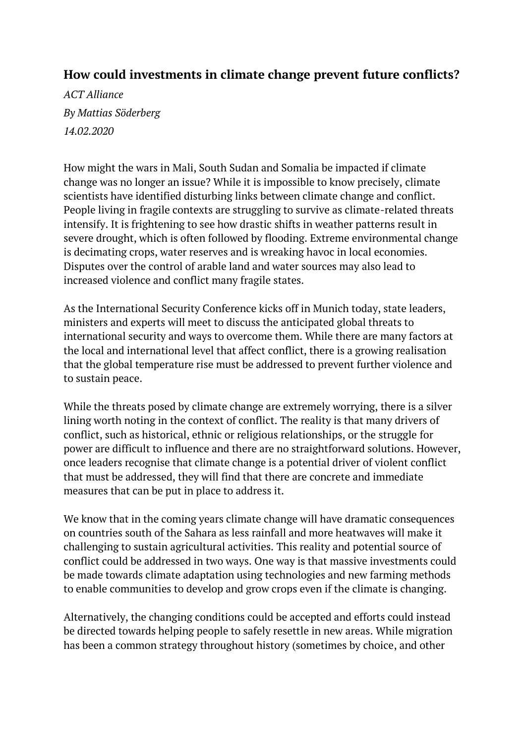## How could investments in climate change prevent future conflicts?

*ACT Alliance*

*By Mattias Söderberg*

*14.02.2020*

How might the wars in Mali, South Sudan and Somalia be impacted if climate change was no longer an issue? While it is impossible to know precisely, climate scientists have identified disturbing links between climate change and conflict. People living in fragile contexts are struggling to survive as climate-related threats intensify. It is frightening to see how drastic shifts in weather patterns result in severe drought, which is often followed by flooding. Extreme environmental change is decimating crops, water reserves and is wreaking havoc in local economies. Disputes over the control of arable land and water sources may also lead to increased violence and conflict many fragile states.

As the International Security Conference kicks off in Munich today, state leaders, ministers and experts will meet to discuss the anticipated global threats to international security and ways to overcome them. While there are many factors at the local and international level that affect conflict, there is a growing realisation that the global temperature rise must be addressed to prevent further violence and to sustain peace.

While the threats posed by climate change are extremely worrying, there is a silver lining worth noting in the context of conflict. The reality is that many drivers of conflict, such as historical, ethnic or religious relationships, or the struggle for power are difficult to influence and there are no straightforward solutions. However, once leaders recognise that climate change is a potential driver of violent conflict that must be addressed, they will find that there are concrete and immediate measures that can be put in place to address it.

We know that in the coming years climate change will have dramatic consequences on countries south of the Sahara as less rainfall and more heatwaves will make it challenging to sustain agricultural activities. This reality and potential source of conflict could be addressed in two ways. One way is that massive investments could be made towards climate adaptation using technologies and new farming methods to enable communities to develop and grow crops even if the climate is changing.

Alternatively, the changing conditions could be accepted and efforts could instead be directed towards helping people to safely resettle in new areas. While migration has been a common strategy throughout history (sometimes by choice, and other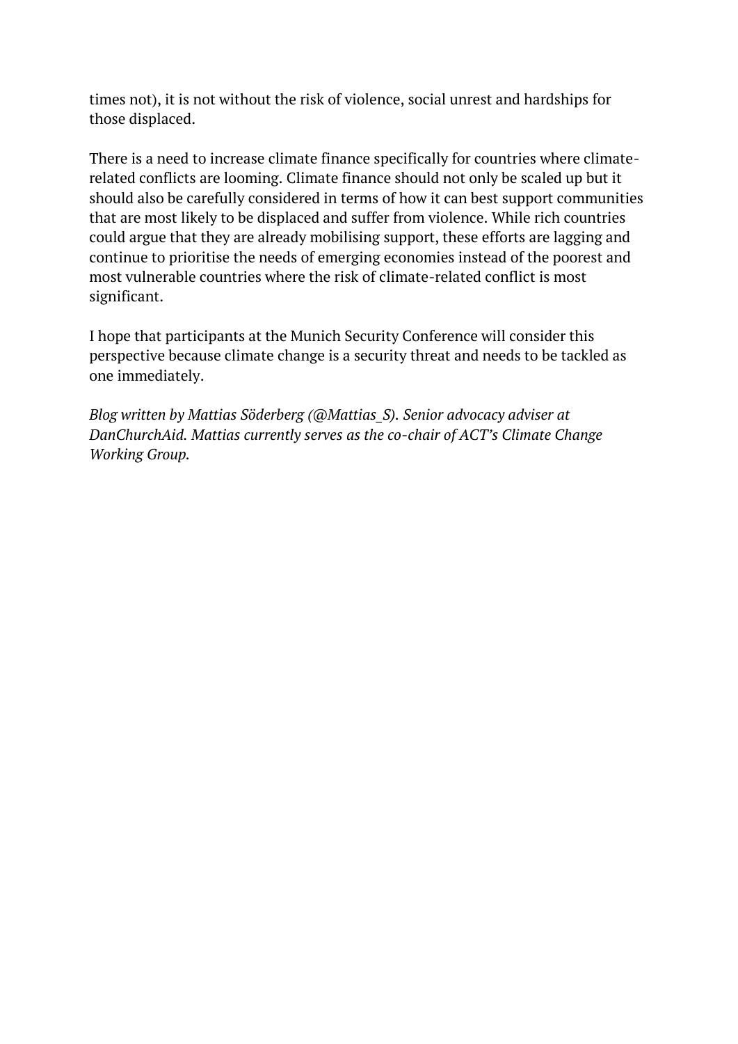times not), it is not without the risk of violence, social unrest and hardships for those displaced.

There is a need to increase climate finance specifically for countries where climate-related conflicts are looming. Climate finance should not only be scaled up but it should also be carefully considered in terms of how it can best support communities that are most likely to be displaced and suffer from violence. While rich countries could argue that they are already mobilising support, these efforts are lagging and continue to prioritise the needs of emerging economies instead of the poorest and most vulnerable countries where the risk of climate-related conflict is most significant.

I hope that participants at the Munich Security Conference will consider this perspective because climate change is a security threat and needs to be tackled as one immediately.

*Blog written by Mattias Söderberg (@Mattias_S). Senior advocacy adviser at DanChurchAid. Mattias currently serves as the co-chair of ACT's Climate Change Working Group.*